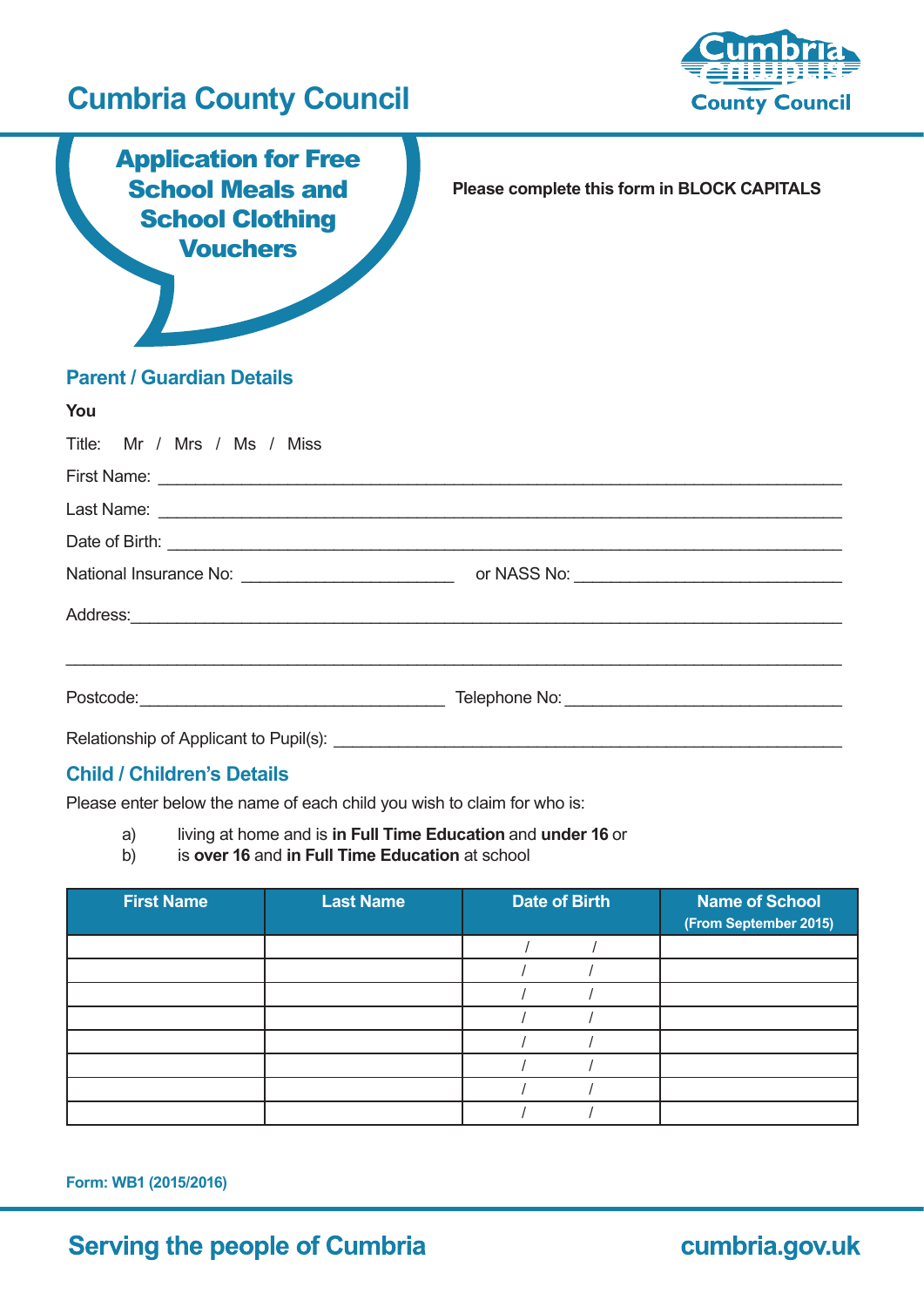# Cumbria County Council

## Application for Free School Meals and School Clothing Vouchers

**Please complete this form in BLOCK CAPITALS**

## Parent / Guardian Details

**You**

Title: Mr / Mrs / Ms / Miss

First Name: ____________________________________________

Last Name: ____________________________________________

Date of Birth: ____________________________________________

National Insurance No: ______________________ or NASS No: ______________________

Address: ____________________________________________

____________________________________________

Postcode: ______________________ Telephone No: ______________________

Relationship of Applicant to Pupil(s): ______________________

## Child / Children's Details

Please enter below the name of each child you wish to claim for who is:

a) living at home and is **in Full Time Education** and **under 16** or
b) is **over 16** and **in Full Time Education** at school

| First Name | Last Name | Date of Birth | Name of School (From September 2015) |
|---|---|---|---|
| | | / / | |
| | | / / | |
| | | / / | |
| | | / / | |
| | | / / | |
| | | / / | |
| | | / / | |
| | | / / | |

Form: WB1 (2015/2016)

Serving the people of Cumbria

cumbria.gov.uk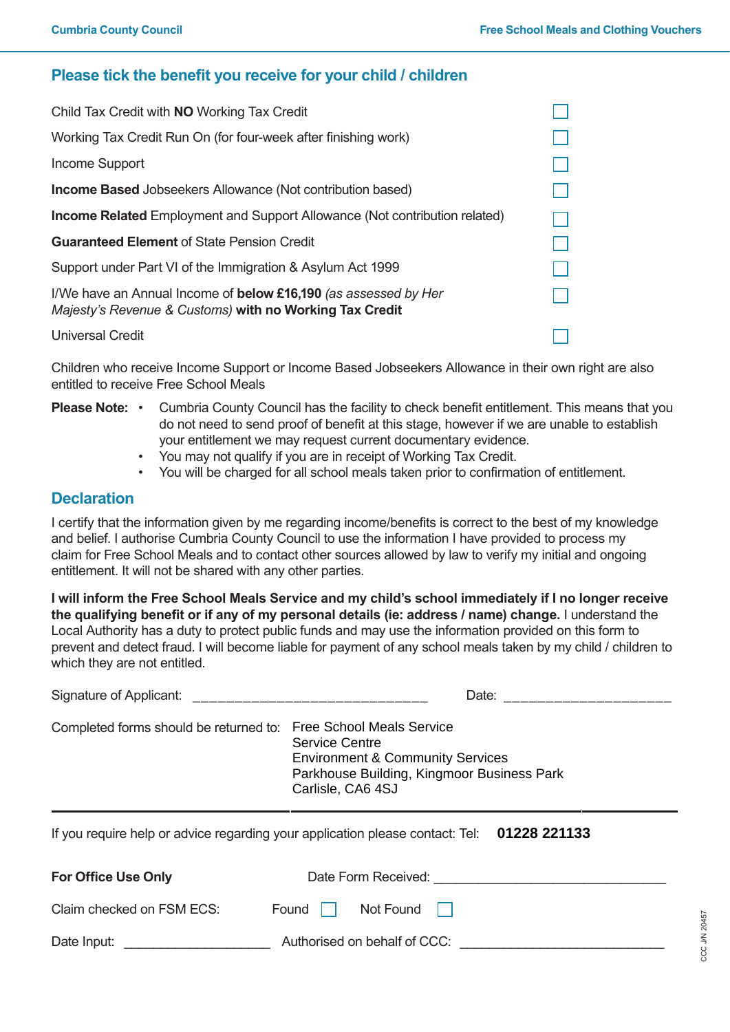## Please tick the benefit you receive for your child / children

- ☐ Child Tax Credit with **NO** Working Tax Credit
- ☐ Working Tax Credit Run On (for four-week after finishing work)
- ☐ Income Support
- ☐ **Income Based** Jobseekers Allowance (Not contribution based)
- ☐ **Income Related** Employment and Support Allowance (Not contribution related)
- ☐ **Guaranteed Element** of State Pension Credit
- ☐ Support under Part VI of the Immigration & Asylum Act 1999
- ☐ I/We have an Annual Income of **below £16,190** *(as assessed by Her Majesty's Revenue & Customs)* **with no Working Tax Credit**
- ☐ Universal Credit

Children who receive Income Support or Income Based Jobseekers Allowance in their own right are also entitled to receive Free School Meals

**Please Note:**

- Cumbria County Council has the facility to check benefit entitlement. This means that you do not need to send proof of benefit at this stage, however if we are unable to establish your entitlement we may request current documentary evidence.
- You may not qualify if you are in receipt of Working Tax Credit.
- You will be charged for all school meals taken prior to confirmation of entitlement.

## Declaration

I certify that the information given by me regarding income/benefits is correct to the best of my knowledge and belief. I authorise Cumbria County Council to use the information I have provided to process my claim for Free School Meals and to contact other sources allowed by law to verify my initial and ongoing entitlement. It will not be shared with any other parties.

**I will inform the Free School Meals Service and my child's school immediately if I no longer receive the qualifying benefit or if any of my personal details (ie: address / name) change.** I understand the Local Authority has a duty to protect public funds and may use the information provided on this form to prevent and detect fraud. I will become liable for payment of any school meals taken by my child / children to which they are not entitled.

Signature of Applicant: ______________________________ Date: _____________________

Completed forms should be returned to:
Free School Meals Service
Service Centre
Environment & Community Services
Parkhouse Building, Kingmoor Business Park
Carlisle, CA6 4SJ

---

If you require help or advice regarding your application please contact: Tel: **01228 221133**

**For Office Use Only**

Date Form Received: _______________________________

Claim checked on FSM ECS: Found ☐ Not Found ☐

Date Input: ____________________ Authorised on behalf of CCC: ____________________________

CCC JN 20457